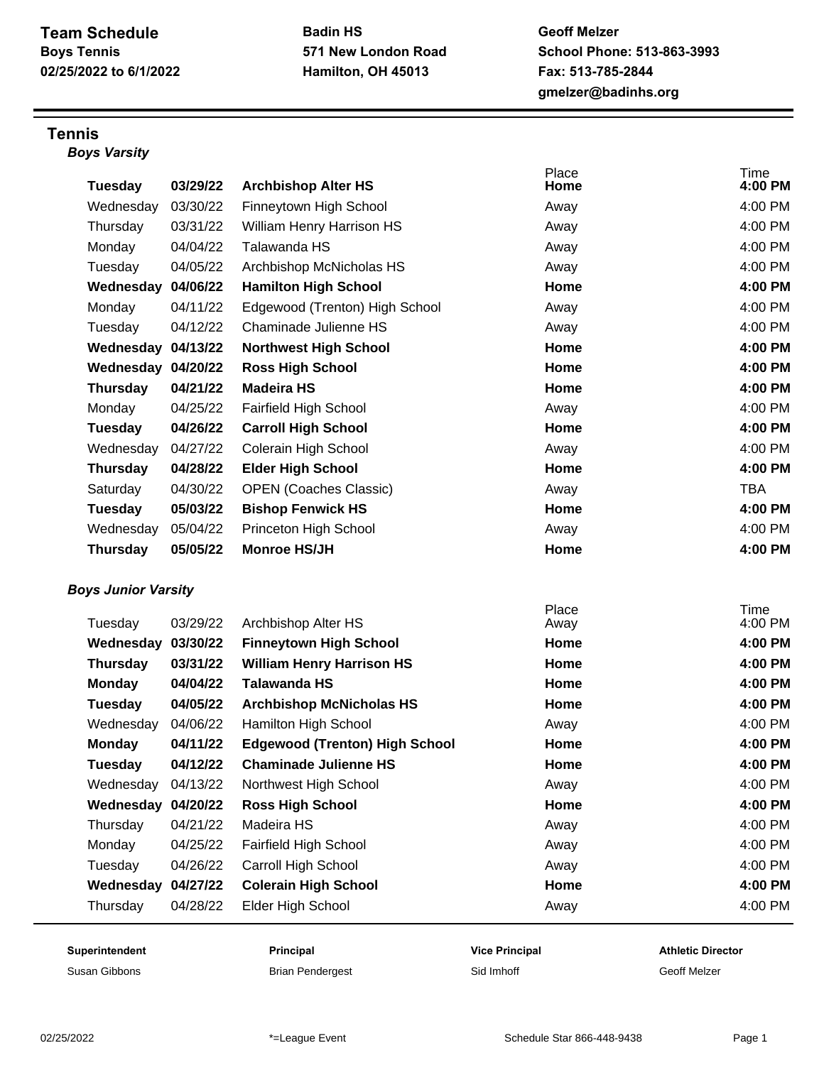**Team Schedule**
**Boys Tennis**
**02/25/2022 to 6/1/2022**

**Badin HS**
**571 New London Road**
**Hamilton, OH 45013**

**Geoff Melzer**
**School Phone: 513-863-3993**
**Fax: 513-785-2844**
**gmelzer@badinhs.org**

## Tennis

### *Boys Varsity*

| | | | Place | Time |
|---|---|---|---|---|
| **Tuesday** | **03/29/22** | **Archbishop Alter HS** | **Home** | **4:00 PM** |
| Wednesday | 03/30/22 | Finneytown High School | Away | 4:00 PM |
| Thursday | 03/31/22 | William Henry Harrison HS | Away | 4:00 PM |
| Monday | 04/04/22 | Talawanda HS | Away | 4:00 PM |
| Tuesday | 04/05/22 | Archbishop McNicholas HS | Away | 4:00 PM |
| **Wednesday** | **04/06/22** | **Hamilton High School** | **Home** | **4:00 PM** |
| Monday | 04/11/22 | Edgewood (Trenton) High School | Away | 4:00 PM |
| Tuesday | 04/12/22 | Chaminade Julienne HS | Away | 4:00 PM |
| **Wednesday** | **04/13/22** | **Northwest High School** | **Home** | **4:00 PM** |
| **Wednesday** | **04/20/22** | **Ross High School** | **Home** | **4:00 PM** |
| **Thursday** | **04/21/22** | **Madeira HS** | **Home** | **4:00 PM** |
| Monday | 04/25/22 | Fairfield High School | Away | 4:00 PM |
| **Tuesday** | **04/26/22** | **Carroll High School** | **Home** | **4:00 PM** |
| Wednesday | 04/27/22 | Colerain High School | Away | 4:00 PM |
| **Thursday** | **04/28/22** | **Elder High School** | **Home** | **4:00 PM** |
| Saturday | 04/30/22 | OPEN (Coaches Classic) | Away | TBA |
| **Tuesday** | **05/03/22** | **Bishop Fenwick HS** | **Home** | **4:00 PM** |
| Wednesday | 05/04/22 | Princeton High School | Away | 4:00 PM |
| **Thursday** | **05/05/22** | **Monroe HS/JH** | **Home** | **4:00 PM** |

### *Boys Junior Varsity*

| | | | Place | Time |
|---|---|---|---|---|
| Tuesday | 03/29/22 | Archbishop Alter HS | Away | 4:00 PM |
| **Wednesday** | **03/30/22** | **Finneytown High School** | **Home** | **4:00 PM** |
| **Thursday** | **03/31/22** | **William Henry Harrison HS** | **Home** | **4:00 PM** |
| **Monday** | **04/04/22** | **Talawanda HS** | **Home** | **4:00 PM** |
| **Tuesday** | **04/05/22** | **Archbishop McNicholas HS** | **Home** | **4:00 PM** |
| Wednesday | 04/06/22 | Hamilton High School | Away | 4:00 PM |
| **Monday** | **04/11/22** | **Edgewood (Trenton) High School** | **Home** | **4:00 PM** |
| **Tuesday** | **04/12/22** | **Chaminade Julienne HS** | **Home** | **4:00 PM** |
| Wednesday | 04/13/22 | Northwest High School | Away | 4:00 PM |
| **Wednesday** | **04/20/22** | **Ross High School** | **Home** | **4:00 PM** |
| Thursday | 04/21/22 | Madeira HS | Away | 4:00 PM |
| Monday | 04/25/22 | Fairfield High School | Away | 4:00 PM |
| Tuesday | 04/26/22 | Carroll High School | Away | 4:00 PM |
| **Wednesday** | **04/27/22** | **Colerain High School** | **Home** | **4:00 PM** |
| Thursday | 04/28/22 | Elder High School | Away | 4:00 PM |

| **Superintendent** | **Principal** | **Vice Principal** | **Athletic Director** |
|---|---|---|---|
| Susan Gibbons | Brian Pendergest | Sid Imhoff | Geoff Melzer |

*=League Event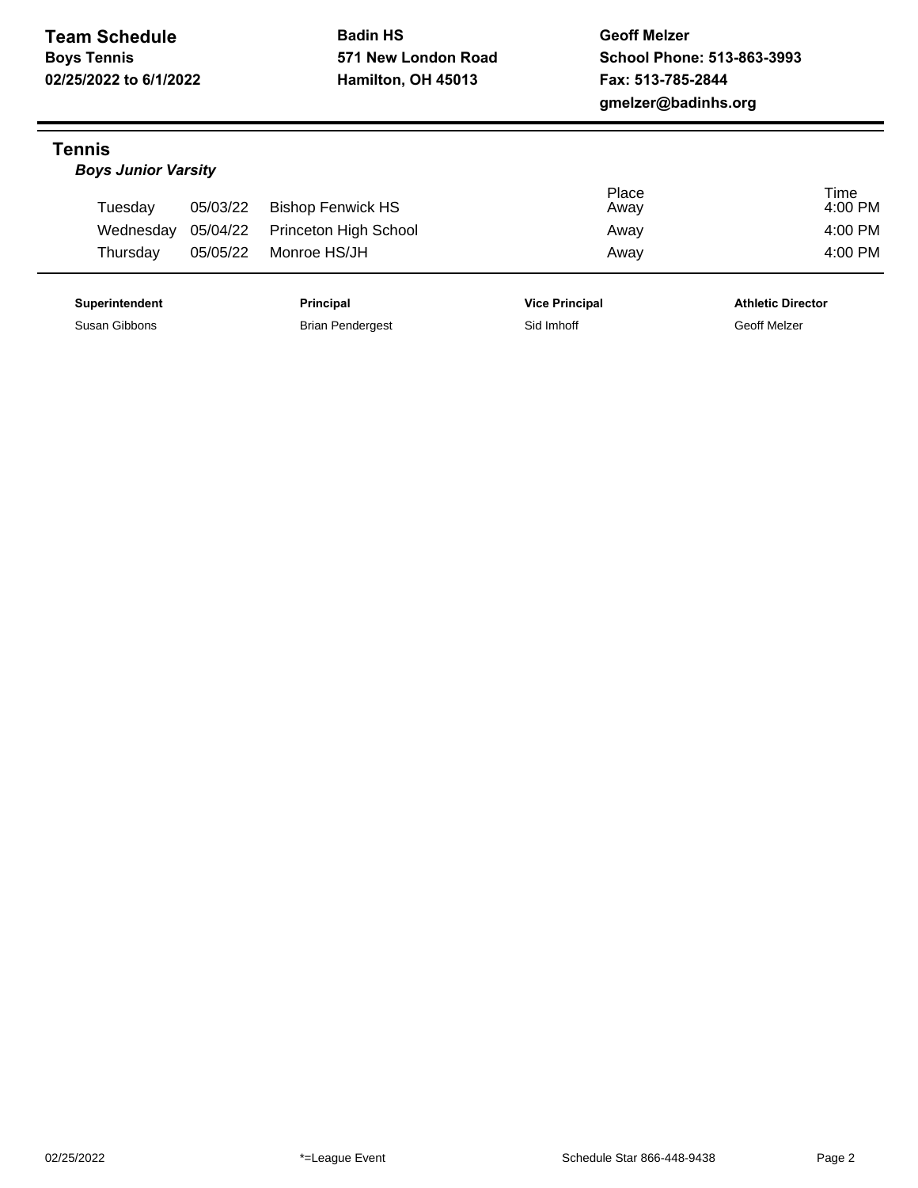**Team Schedule**
**Boys Tennis**
**02/25/2022 to 6/1/2022**

**Badin HS**
**571 New London Road**
**Hamilton, OH 45013**

**Geoff Melzer**
**School Phone: 513-863-3993**
**Fax: 513-785-2844**
**gmelzer@badinhs.org**

## Tennis

### *Boys Junior Varsity*

| | | | Place | Time |
|---|---|---|---|---|
| Tuesday | 05/03/22 | Bishop Fenwick HS | Away | 4:00 PM |
| Wednesday | 05/04/22 | Princeton High School | Away | 4:00 PM |
| Thursday | 05/05/22 | Monroe HS/JH | Away | 4:00 PM |

| Superintendent | Principal | Vice Principal | Athletic Director |
|---|---|---|---|
| Susan Gibbons | Brian Pendergest | Sid Imhoff | Geoff Melzer |

02/25/2022 *=League Event Schedule Star 866-448-9438